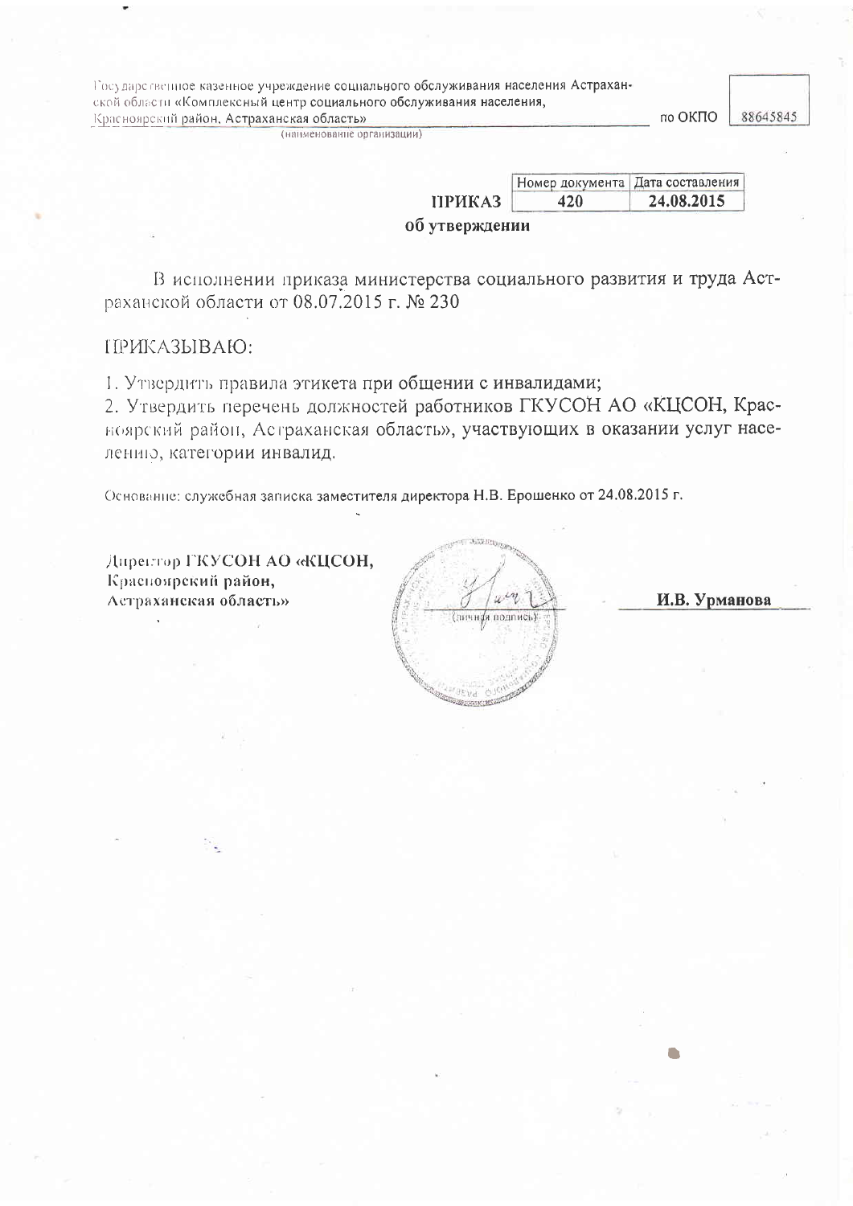Государственное казенное учреждение социального обслуживания населения Астраханской области «Комплексный центр социального обслуживания населения, Красноярский район, Астраханская область»

(наименование организации)

| | по ОКПО | 88645845 |
|---|---|---|

| | Номер документа | Дата составления |
|---|---|---|
| **ПРИКАЗ** | **420** | **24.08.2015** |

**об утверждении**

В исполнении приказа министерства социального развития и труда Астраханской области от 08.07.2015 г. № 230

ПРИКАЗЫВАЮ:

1. Утвердить правила этикета при общении с инвалидами;
2. Утвердить перечень должностей работников ГКУСОН АО «КЦСОН, Красноярский район, Астраханская область», участвующих в оказании услуг населению, категории инвалид.

Основание: служебная записка заместителя директора Н.В. Ерошенко от 24.08.2015 г.

**Директор ГКУСОН АО «КЦСОН, Красноярский район, Астраханская область»**

(личная подпись)

**И.В. Урманова**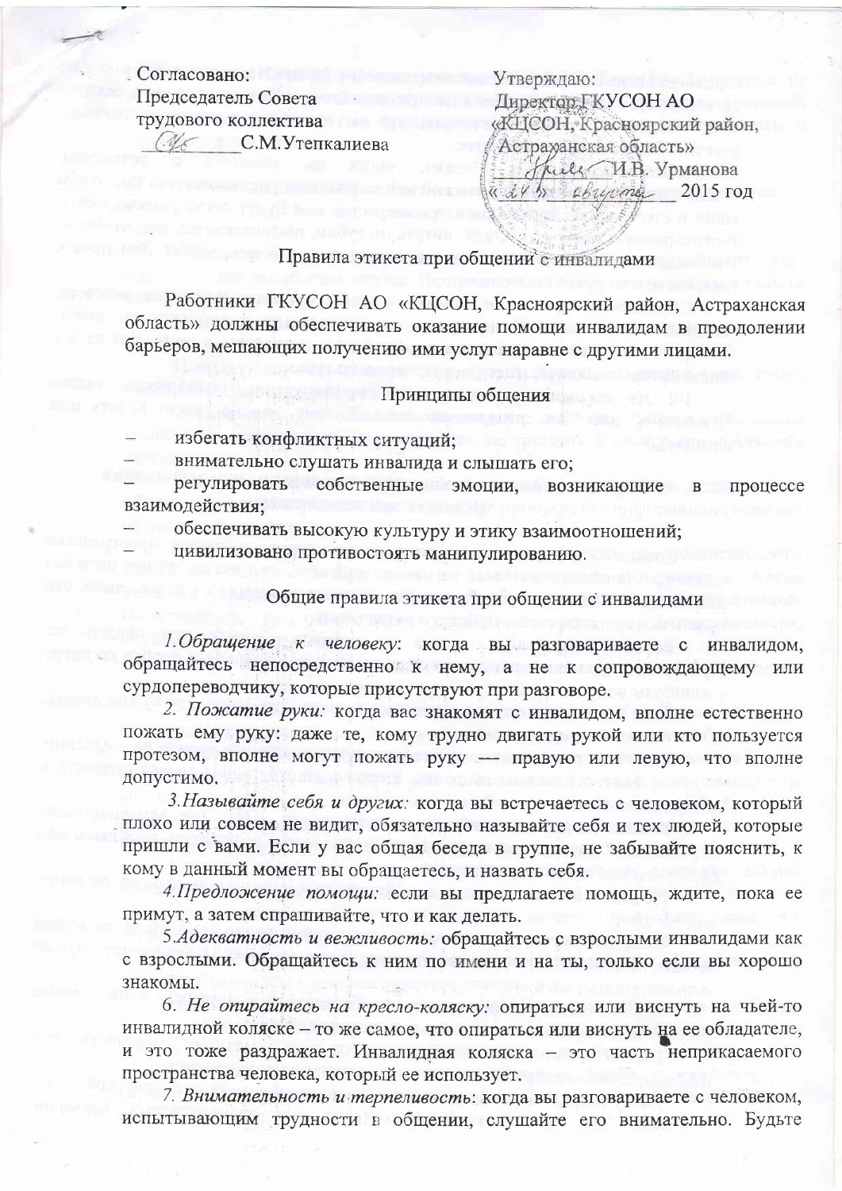Согласовано:
Председатель Совета
трудового коллектива
_________С.М.Утепкалиева

Утверждаю:
Директор ГКУСОН АО
«КЦСОН, Красноярский район,
Астраханская область»
_________ И.В. Урманова
« 21 » августа 2015 год

## Правила этикета при общении с инвалидами

Работники ГКУСОН АО «КЦСОН, Красноярский район, Астраханская область» должны обеспечивать оказание помощи инвалидам в преодолении барьеров, мешающих получению ими услуг наравне с другими лицами.

### Принципы общения

- избегать конфликтных ситуаций;
- внимательно слушать инвалида и слышать его;
- регулировать собственные эмоции, возникающие в процессе взаимодействия;
- обеспечивать высокую культуру и этику взаимоотношений;
- цивилизовано противостоять манипулированию.

### Общие правила этикета при общении с инвалидами

*1.Обращение к человеку:* когда вы разговариваете с инвалидом, обращайтесь непосредственно к нему, а не к сопровождающему или сурдопереводчику, которые присутствуют при разговоре.

*2. Пожатие руки:* когда вас знакомят с инвалидом, вполне естественно пожать ему руку: даже те, кому трудно двигать рукой или кто пользуется протезом, вполне могут пожать руку — правую или левую, что вполне допустимо.

*3.Называйте себя и других:* когда вы встречаетесь с человеком, который плохо или совсем не видит, обязательно называйте себя и тех людей, которые пришли с вами. Если у вас общая беседа в группе, не забывайте пояснить, к кому в данный момент вы обращаетесь, и назвать себя.

*4.Предложение помощи:* если вы предлагаете помощь, ждите, пока ее примут, а затем спрашивайте, что и как делать.

*5.Адекватность и вежливость:* обращайтесь с взрослыми инвалидами как с взрослыми. Обращайтесь к ним по имени и на ты, только если вы хорошо знакомы.

6. *Не опирайтесь на кресло-коляску:* опираться или виснуть на чьей-то инвалидной коляске – то же самое, что опираться или виснуть на ее обладателе, и это тоже раздражает. Инвалидная коляска – это часть неприкасаемого пространства человека, который ее использует.

7. *Внимательность и терпеливость:* когда вы разговариваете с человеком, испытывающим трудности в общении, слушайте его внимательно. Будьте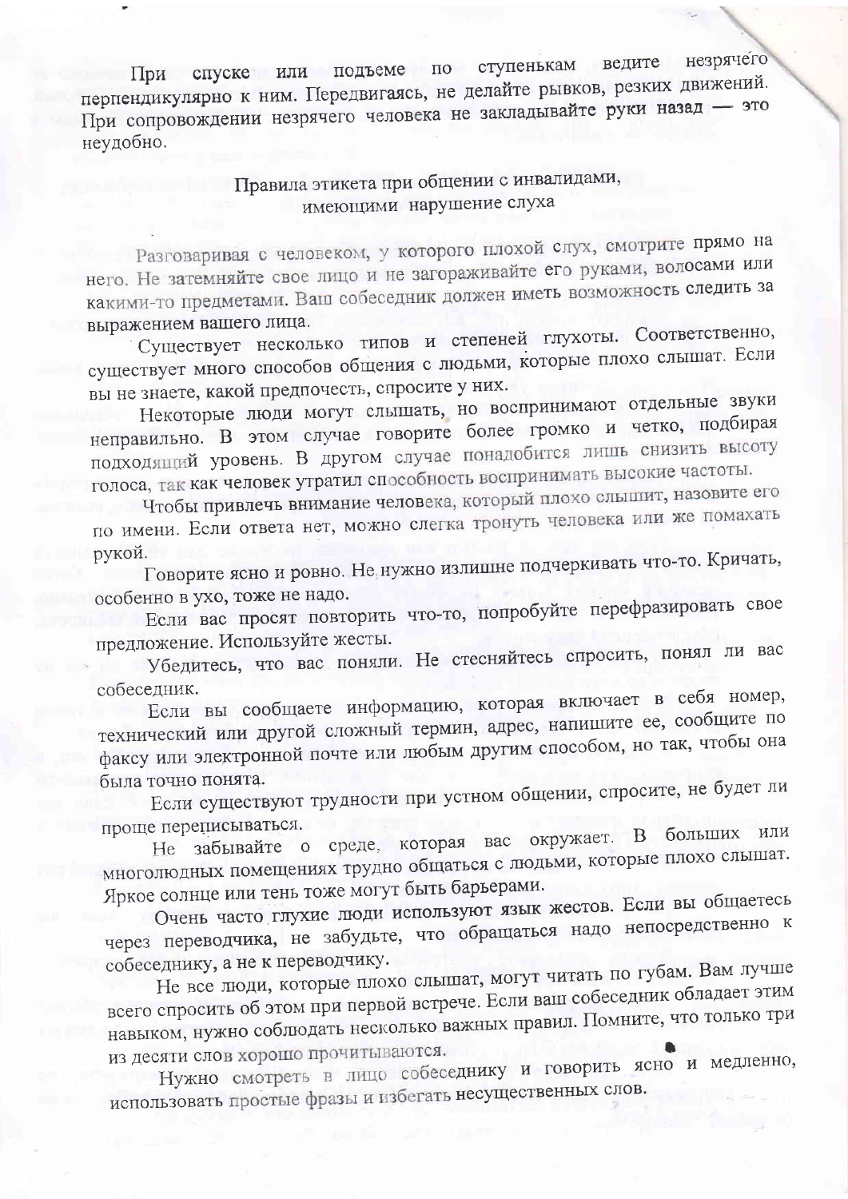При спуске или подъеме по ступенькам ведите незрячего перпендикулярно к ним. Передвигаясь, не делайте рывков, резких движений. При сопровождении незрячего человека не закладывайте руки назад — это неудобно.

## Правила этикета при общении с инвалидами, имеющими нарушение слуха

Разговаривая с человеком, у которого плохой слух, смотрите прямо на него. Не затемняйте свое лицо и не загораживайте его руками, волосами или какими-то предметами. Ваш собеседник должен иметь возможность следить за выражением вашего лица.

Существует несколько типов и степеней глухоты. Соответственно, существует много способов общения с людьми, которые плохо слышат. Если вы не знаете, какой предпочесть, спросите у них.

Некоторые люди могут слышать, но воспринимают отдельные звуки неправильно. В этом случае говорите более громко и четко, подбирая подходящий уровень. В другом случае понадобится лишь снизить высоту голоса, так как человек утратил способность воспринимать высокие частоты.

Чтобы привлечь внимание человека, который плохо слышит, назовите его по имени. Если ответа нет, можно слегка тронуть человека или же помахать рукой.

Говорите ясно и ровно. Не нужно излишне подчеркивать что-то. Кричать, особенно в ухо, тоже не надо.

Если вас просят повторить что-то, попробуйте перефразировать свое предложение. Используйте жесты.

Убедитесь, что вас поняли. Не стесняйтесь спросить, понял ли вас собеседник.

Если вы сообщаете информацию, которая включает в себя номер, технический или другой сложный термин, адрес, напишите ее, сообщите по факсу или электронной почте или любым другим способом, но так, чтобы она была точно понята.

Если существуют трудности при устном общении, спросите, не будет ли проще переписываться.

Не забывайте о среде, которая вас окружает. В больших или многолюдных помещениях трудно общаться с людьми, которые плохо слышат. Яркое солнце или тень тоже могут быть барьерами.

Очень часто глухие люди используют язык жестов. Если вы общаетесь через переводчика, не забудьте, что обращаться надо непосредственно к собеседнику, а не к переводчику.

Не все люди, которые плохо слышат, могут читать по губам. Вам лучше всего спросить об этом при первой встрече. Если ваш собеседник обладает этим навыком, нужно соблюдать несколько важных правил. Помните, что только три из десяти слов хорошо прочитываются.

Нужно смотреть в лицо собеседнику и говорить ясно и медленно, использовать простые фразы и избегать несущественных слов.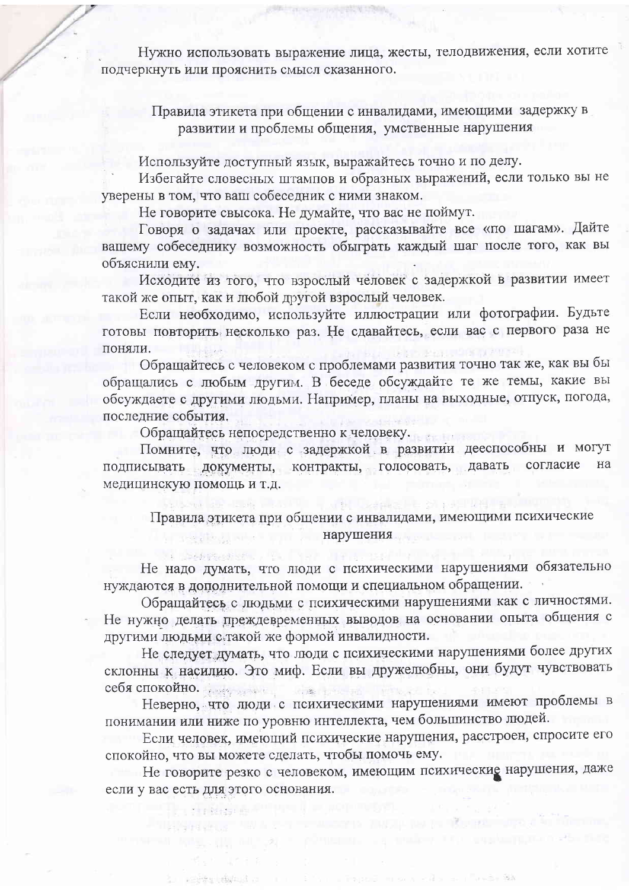Нужно использовать выражение лица, жесты, телодвижения, если хотите подчеркнуть или прояснить смысл сказанного.

## Правила этикета при общении с инвалидами, имеющими задержку в развитии и проблемы общения, умственные нарушения

Используйте доступный язык, выражайтесь точно и по делу.

Избегайте словесных штампов и образных выражений, если только вы не уверены в том, что ваш собеседник с ними знаком.

Не говорите свысока. Не думайте, что вас не поймут.

Говоря о задачах или проекте, рассказывайте все «по шагам». Дайте вашему собеседнику возможность обыграть каждый шаг после того, как вы объяснили ему.

Исходите из того, что взрослый человек с задержкой в развитии имеет такой же опыт, как и любой другой взрослый человек.

Если необходимо, используйте иллюстрации или фотографии. Будьте готовы повторить несколько раз. Не сдавайтесь, если вас с первого раза не поняли.

Обращайтесь с человеком с проблемами развития точно так же, как вы бы обращались с любым другим. В беседе обсуждайте те же темы, какие вы обсуждаете с другими людьми. Например, планы на выходные, отпуск, погода, последние события.

Обращайтесь непосредственно к человеку.

Помните, что люди с задержкой в развитии дееспособны и могут подписывать документы, контракты, голосовать, давать согласие на медицинскую помощь и т.д.

## Правила этикета при общении с инвалидами, имеющими психические нарушения

Не надо думать, что люди с психическими нарушениями обязательно нуждаются в дополнительной помощи и специальном обращении.

Обращайтесь с людьми с психическими нарушениями как с личностями. Не нужно делать преждевременных выводов на основании опыта общения с другими людьми с такой же формой инвалидности.

Не следует думать, что люди с психическими нарушениями более других склонны к насилию. Это миф. Если вы дружелюбны, они будут чувствовать себя спокойно.

Неверно, что люди с психическими нарушениями имеют проблемы в понимании или ниже по уровню интеллекта, чем большинство людей.

Если человек, имеющий психические нарушения, расстроен, спросите его спокойно, что вы можете сделать, чтобы помочь ему.

Не говорите резко с человеком, имеющим психические нарушения, даже если у вас есть для этого основания.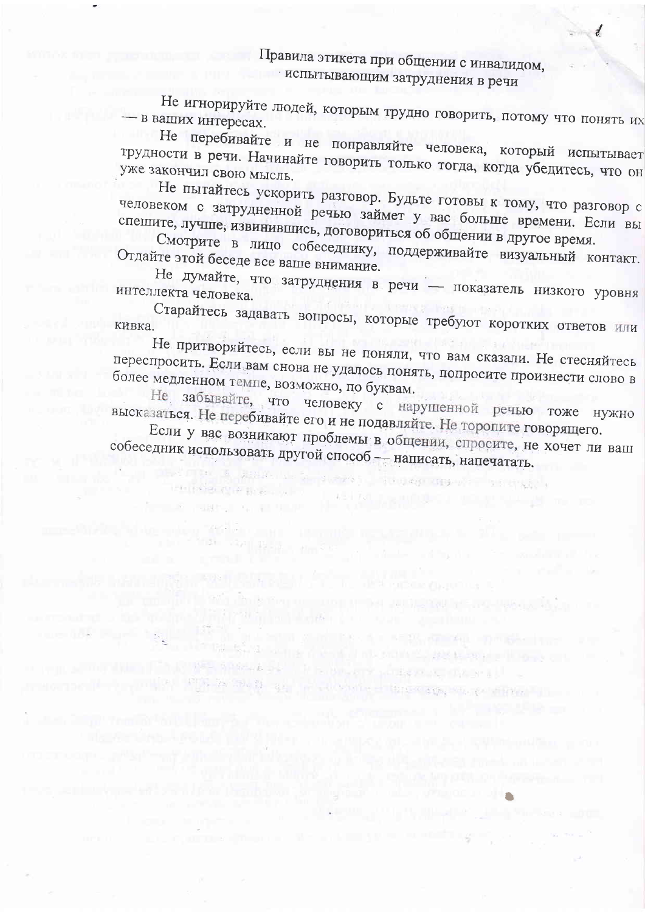# Правила этикета при общении с инвалидом, испытывающим затруднения в речи

Не игнорируйте людей, которым трудно говорить, потому что понять их — в ваших интересах.

Не перебивайте и не поправляйте человека, который испытывает трудности в речи. Начинайте говорить только тогда, когда убедитесь, что он уже закончил свою мысль.

Не пытайтесь ускорить разговор. Будьте готовы к тому, что разговор с человеком с затрудненной речью займет у вас больше времени. Если вы спешите, лучше, извинившись, договориться об общении в другое время.

Смотрите в лицо собеседнику, поддерживайте визуальный контакт. Отдайте этой беседе все ваше внимание.

Не думайте, что затруднения в речи — показатель низкого уровня интеллекта человека.

Старайтесь задавать вопросы, которые требуют коротких ответов или кивка.

Не притворяйтесь, если вы не поняли, что вам сказали. Не стесняйтесь переспросить. Если вам снова не удалось понять, попросите произнести слово в более медленном темпе, возможно, по буквам.

Не забывайте, что человеку с нарушенной речью тоже нужно высказаться. Не перебивайте его и не подавляйте. Не торопите говорящего.

Если у вас возникают проблемы в общении, спросите, не хочет ли ваш собеседник использовать другой способ — написать, напечатать.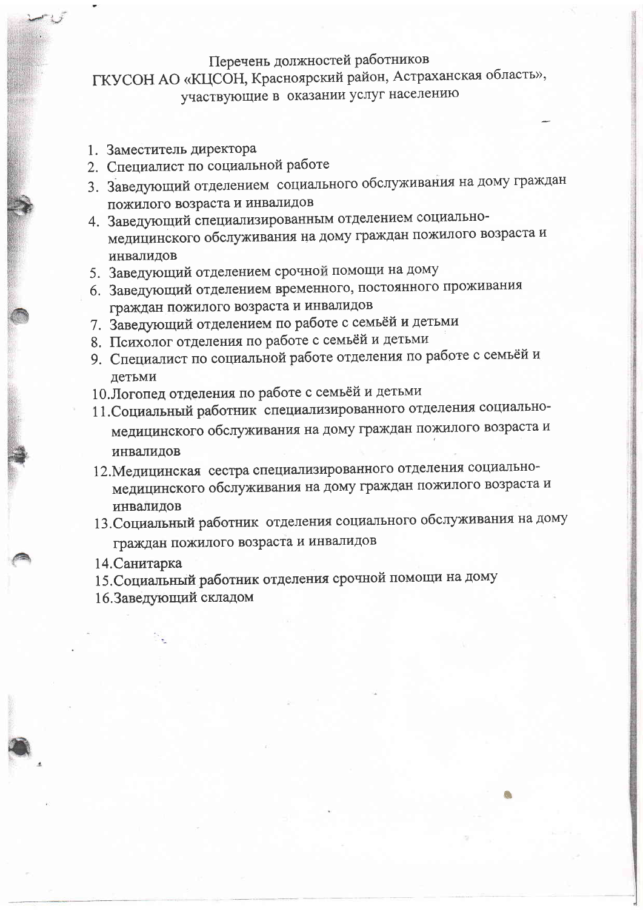Перечень должностей работников

ГКУСОН АО «КЦСОН, Красноярский район, Астраханская область», участвующие в оказании услуг населению

1. Заместитель директора
2. Специалист по социальной работе
3. Заведующий отделением социального обслуживания на дому граждан пожилого возраста и инвалидов
4. Заведующий специализированным отделением социально-медицинского обслуживания на дому граждан пожилого возраста и инвалидов
5. Заведующий отделением срочной помощи на дому
6. Заведующий отделением временного, постоянного проживания граждан пожилого возраста и инвалидов
7. Заведующий отделением по работе с семьёй и детьми
8. Психолог отделения по работе с семьёй и детьми
9. Специалист по социальной работе отделения по работе с семьёй и детьми
10. Логопед отделения по работе с семьёй и детьми
11. Социальный работник специализированного отделения социально-медицинского обслуживания на дому граждан пожилого возраста и инвалидов
12. Медицинская сестра специализированного отделения социально-медицинского обслуживания на дому граждан пожилого возраста и инвалидов
13. Социальный работник отделения социального обслуживания на дому граждан пожилого возраста и инвалидов
14. Санитарка
15. Социальный работник отделения срочной помощи на дому
16. Заведующий складом